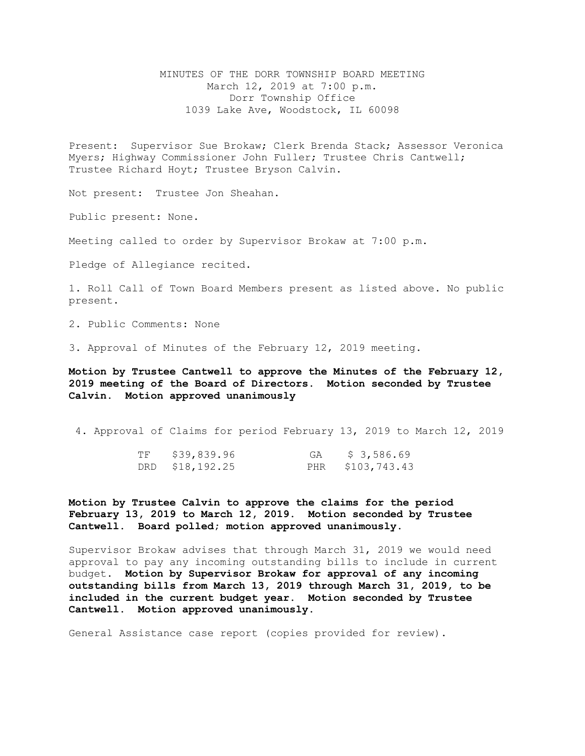MINUTES OF THE DORR TOWNSHIP BOARD MEETING
March 12, 2019 at 7:00 p.m.
Dorr Township Office
1039 Lake Ave, Woodstock, IL 60098

Present: Supervisor Sue Brokaw; Clerk Brenda Stack; Assessor Veronica Myers; Highway Commissioner John Fuller; Trustee Chris Cantwell; Trustee Richard Hoyt; Trustee Bryson Calvin.

Not present: Trustee Jon Sheahan.

Public present: None.

Meeting called to order by Supervisor Brokaw at 7:00 p.m.

Pledge of Allegiance recited.

1. Roll Call of Town Board Members present as listed above. No public present.

2. Public Comments: None

3. Approval of Minutes of the February 12, 2019 meeting.

**Motion by Trustee Cantwell to approve the Minutes of the February 12, 2019 meeting of the Board of Directors. Motion seconded by Trustee Calvin. Motion approved unanimously**

4. Approval of Claims for period February 13, 2019 to March 12, 2019

| | | | |
|---|---|---|---|
| TF | \$39,839.96 | GA | \$ 3,586.69 |
| DRD | \$18,192.25 | PHR | \$103,743.43 |

**Motion by Trustee Calvin to approve the claims for the period February 13, 2019 to March 12, 2019. Motion seconded by Trustee Cantwell. Board polled; motion approved unanimously.**

Supervisor Brokaw advises that through March 31, 2019 we would need approval to pay any incoming outstanding bills to include in current budget. **Motion by Supervisor Brokaw for approval of any incoming outstanding bills from March 13, 2019 through March 31, 2019, to be included in the current budget year. Motion seconded by Trustee Cantwell. Motion approved unanimously.**

General Assistance case report (copies provided for review).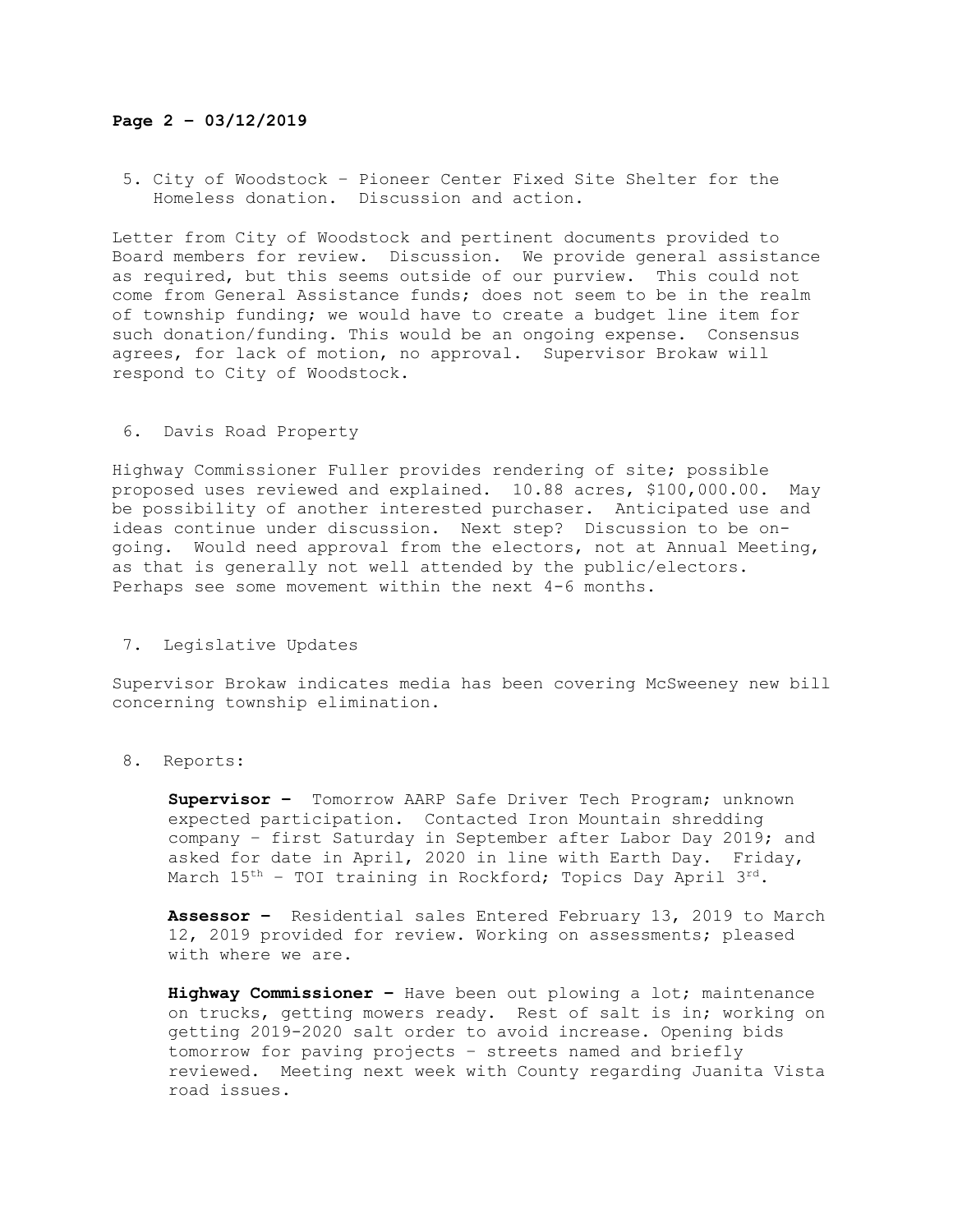**Page 2 – 03/12/2019**

5. City of Woodstock – Pioneer Center Fixed Site Shelter for the Homeless donation. Discussion and action.

Letter from City of Woodstock and pertinent documents provided to Board members for review. Discussion. We provide general assistance as required, but this seems outside of our purview. This could not come from General Assistance funds; does not seem to be in the realm of township funding; we would have to create a budget line item for such donation/funding. This would be an ongoing expense. Consensus agrees, for lack of motion, no approval. Supervisor Brokaw will respond to City of Woodstock.

6. Davis Road Property

Highway Commissioner Fuller provides rendering of site; possible proposed uses reviewed and explained. 10.88 acres, $100,000.00. May be possibility of another interested purchaser. Anticipated use and ideas continue under discussion. Next step? Discussion to be on-going. Would need approval from the electors, not at Annual Meeting, as that is generally not well attended by the public/electors. Perhaps see some movement within the next 4-6 months.

7. Legislative Updates

Supervisor Brokaw indicates media has been covering McSweeney new bill concerning township elimination.

8. Reports:

**Supervisor –** Tomorrow AARP Safe Driver Tech Program; unknown expected participation. Contacted Iron Mountain shredding company – first Saturday in September after Labor Day 2019; and asked for date in April, 2020 in line with Earth Day. Friday, March 15th – TOI training in Rockford; Topics Day April 3rd.

**Assessor –** Residential sales Entered February 13, 2019 to March 12, 2019 provided for review. Working on assessments; pleased with where we are.

**Highway Commissioner –** Have been out plowing a lot; maintenance on trucks, getting mowers ready. Rest of salt is in; working on getting 2019-2020 salt order to avoid increase. Opening bids tomorrow for paving projects – streets named and briefly reviewed. Meeting next week with County regarding Juanita Vista road issues.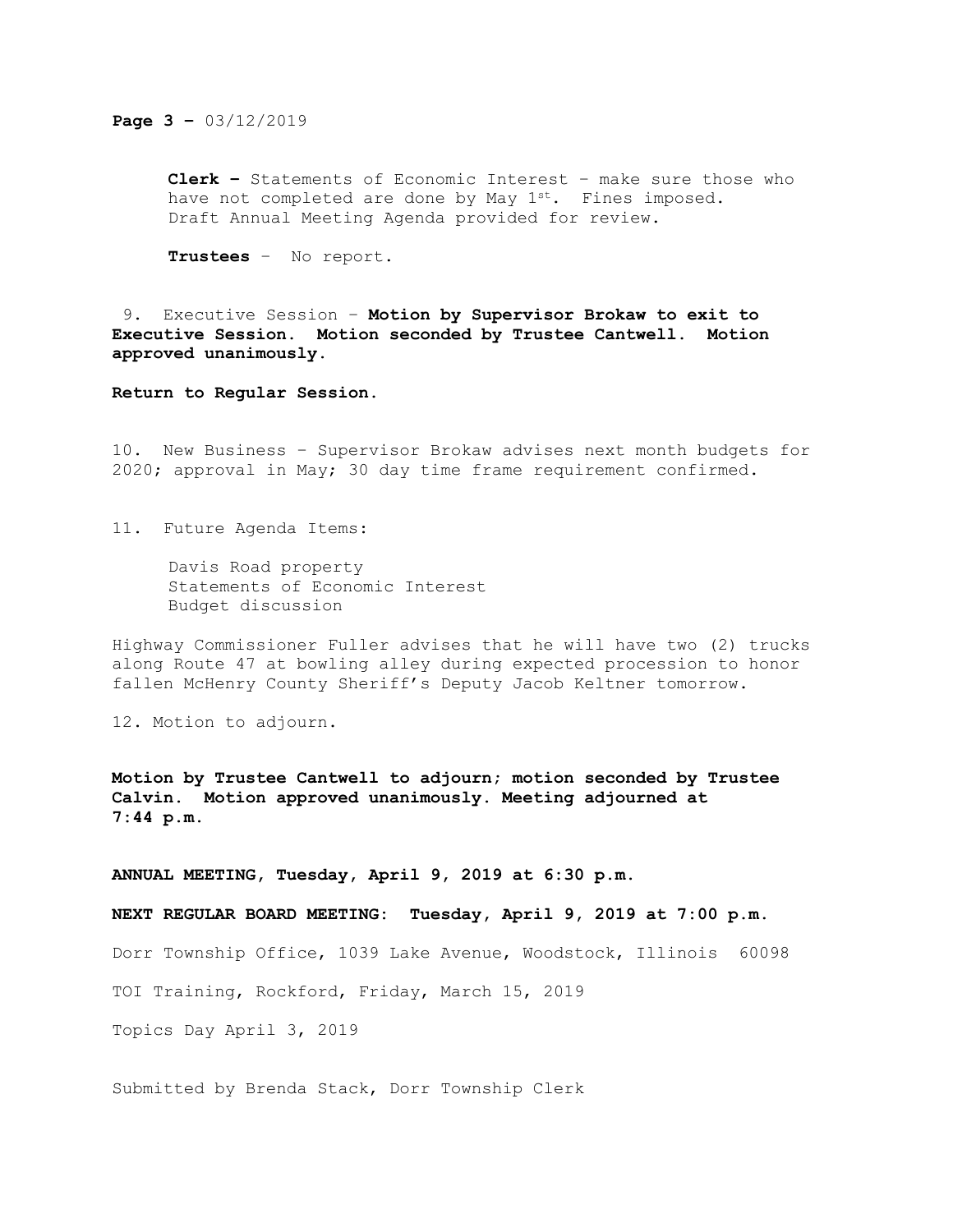**Clerk –** Statements of Economic Interest – make sure those who have not completed are done by May 1st. Fines imposed. Draft Annual Meeting Agenda provided for review.

**Trustees** – No report.

9. Executive Session – **Motion by Supervisor Brokaw to exit to Executive Session. Motion seconded by Trustee Cantwell. Motion approved unanimously.**

**Return to Regular Session.**

10. New Business – Supervisor Brokaw advises next month budgets for 2020; approval in May; 30 day time frame requirement confirmed.

11. Future Agenda Items:

Davis Road property
Statements of Economic Interest
Budget discussion

Highway Commissioner Fuller advises that he will have two (2) trucks along Route 47 at bowling alley during expected procession to honor fallen McHenry County Sheriff's Deputy Jacob Keltner tomorrow.

12. Motion to adjourn.

**Motion by Trustee Cantwell to adjourn; motion seconded by Trustee Calvin. Motion approved unanimously. Meeting adjourned at 7:44 p.m.**

**ANNUAL MEETING, Tuesday, April 9, 2019 at 6:30 p.m.**

**NEXT REGULAR BOARD MEETING: Tuesday, April 9, 2019 at 7:00 p.m.**

Dorr Township Office, 1039 Lake Avenue, Woodstock, Illinois 60098

TOI Training, Rockford, Friday, March 15, 2019

Topics Day April 3, 2019

Submitted by Brenda Stack, Dorr Township Clerk